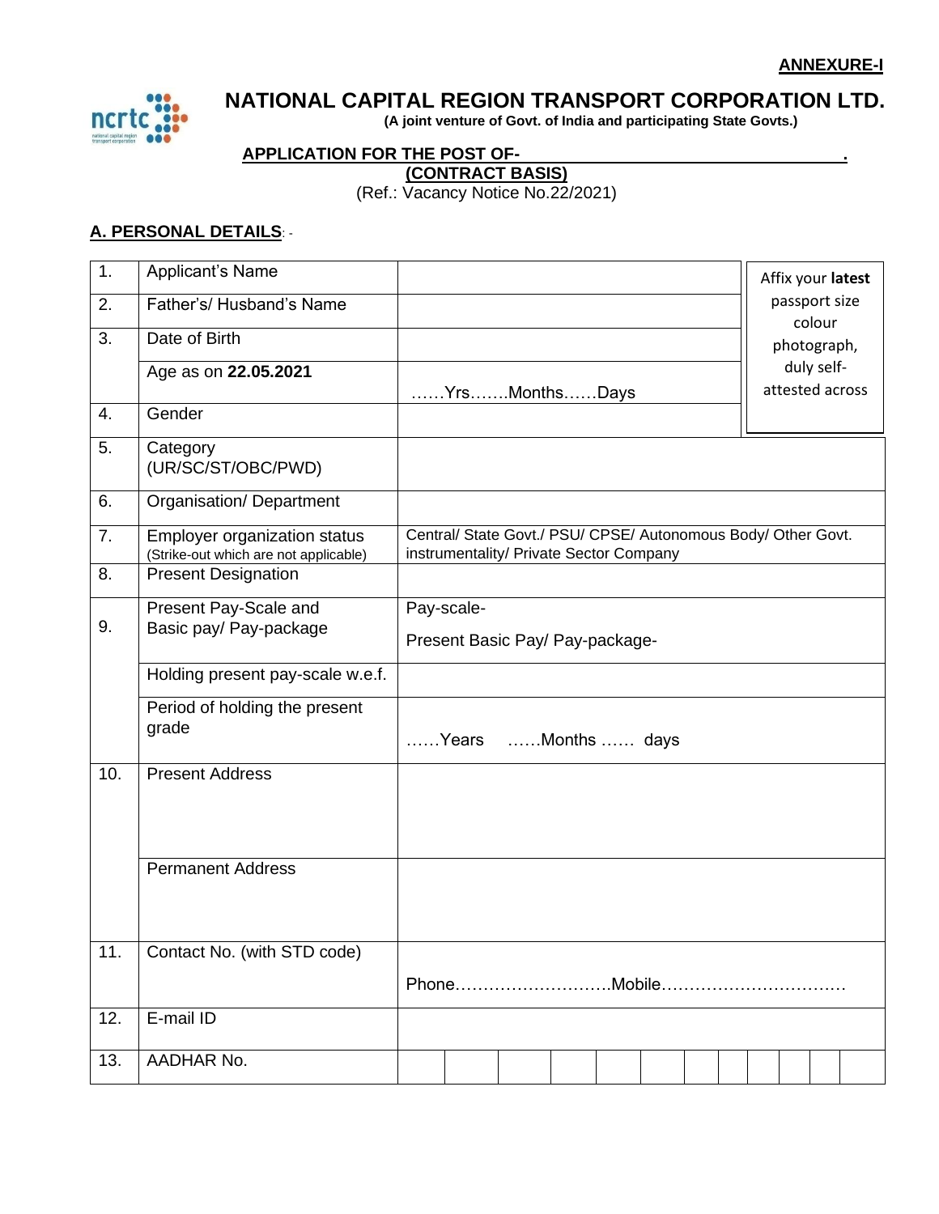**ANNEXURE-I**

# NATIONAL CAPITAL REGION TRANSPORT CORPORATION LTD.

**(A joint venture of Govt. of India and participating State Govts.)**

**APPLICATION FOR THE POST OF- .**

**(CONTRACT BASIS)**

(Ref.: Vacancy Notice No.22/2021)

**A. PERSONAL DETAILS**: -

| | | | |
|---|---|---|---|
| 1. | Applicant's Name | | Affix your **latest** passport size colour photograph, duly self-attested across |
| 2. | Father's/ Husband's Name | | |
| 3. | Date of Birth | | |
| | Age as on **22.05.2021** | ……Yrs…….Months……Days | |
| 4. | Gender | | |
| 5. | Category (UR/SC/ST/OBC/PWD) | | |
| 6. | Organisation/ Department | | |
| 7. | Employer organization status (Strike-out which are not applicable) | Central/ State Govt./ PSU/ CPSE/ Autonomous Body/ Other Govt. instrumentality/ Private Sector Company | |
| 8. | Present Designation | | |
| 9. | Present Pay-Scale and Basic pay/ Pay-package | Pay-scale- Present Basic Pay/ Pay-package- | |
| | Holding present pay-scale w.e.f. | | |
| | Period of holding the present grade | ……Years ……Months …… days | |
| 10. | Present Address | | |
| | Permanent Address | | |
| 11. | Contact No. (with STD code) | Phone……………………….Mobile…………………………… | |
| 12. | E-mail ID | | |
| 13. | AADHAR No. | | |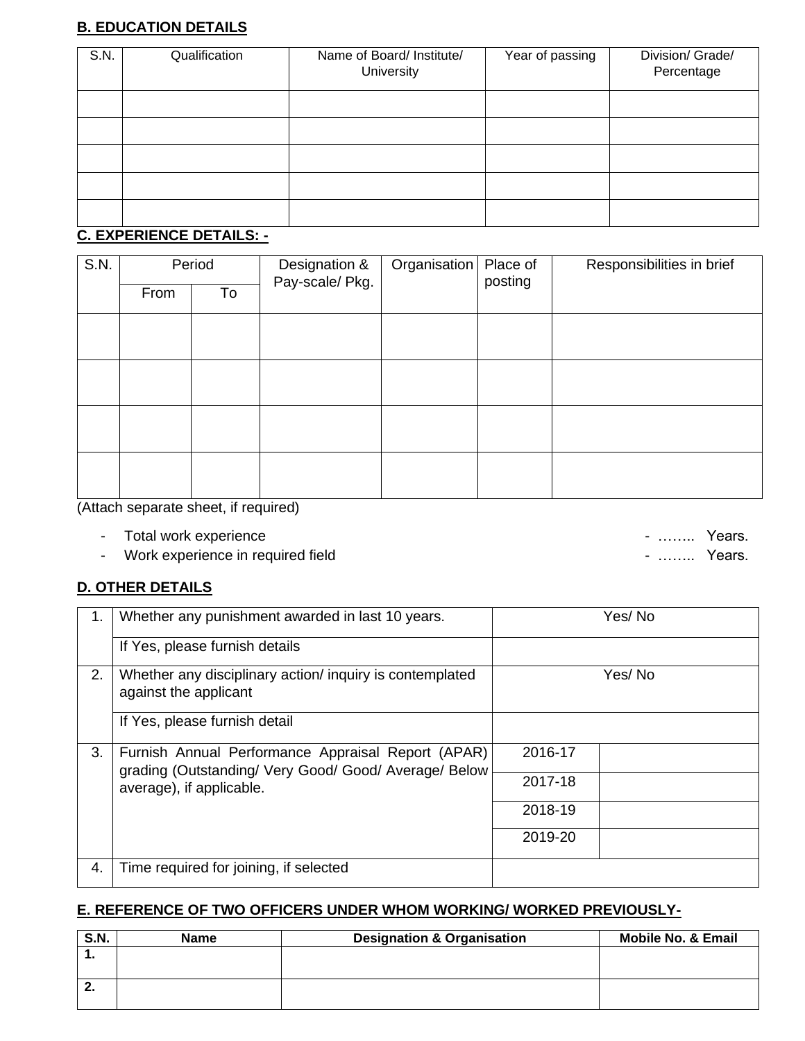**B. EDUCATION DETAILS**

| S.N. | Qualification | Name of Board/ Institute/ University | Year of passing | Division/ Grade/ Percentage |
|---|---|---|---|---|
| | | | | |
| | | | | |
| | | | | |
| | | | | |
| | | | | |

**C. EXPERIENCE DETAILS: -**

| S.N. | Period | | Designation & Pay-scale/ Pkg. | Organisation | Place of posting | Responsibilities in brief |
|---|---|---|---|---|---|---|
| | From | To | | | | |
| | | | | | | |
| | | | | | | |
| | | | | | | |
| | | | | | | |

(Attach separate sheet, if required)

- Total work experience - …….. Years.
- Work experience in required field - …….. Years.

**D. OTHER DETAILS**

| | | | |
|---|---|---|---|
| 1. | Whether any punishment awarded in last 10 years. | Yes/ No | |
| | If Yes, please furnish details | | |
| 2. | Whether any disciplinary action/ inquiry is contemplated against the applicant | Yes/ No | |
| | If Yes, please furnish detail | | |
| 3. | Furnish Annual Performance Appraisal Report (APAR) grading (Outstanding/ Very Good/ Good/ Average/ Below average), if applicable. | 2016-17 | |
| | | 2017-18 | |
| | | 2018-19 | |
| | | 2019-20 | |
| 4. | Time required for joining, if selected | | |

**E. REFERENCE OF TWO OFFICERS UNDER WHOM WORKING/ WORKED PREVIOUSLY-**

| S.N. | Name | Designation & Organisation | Mobile No. & Email |
|---|---|---|---|
| 1. | | | |
| 2. | | | |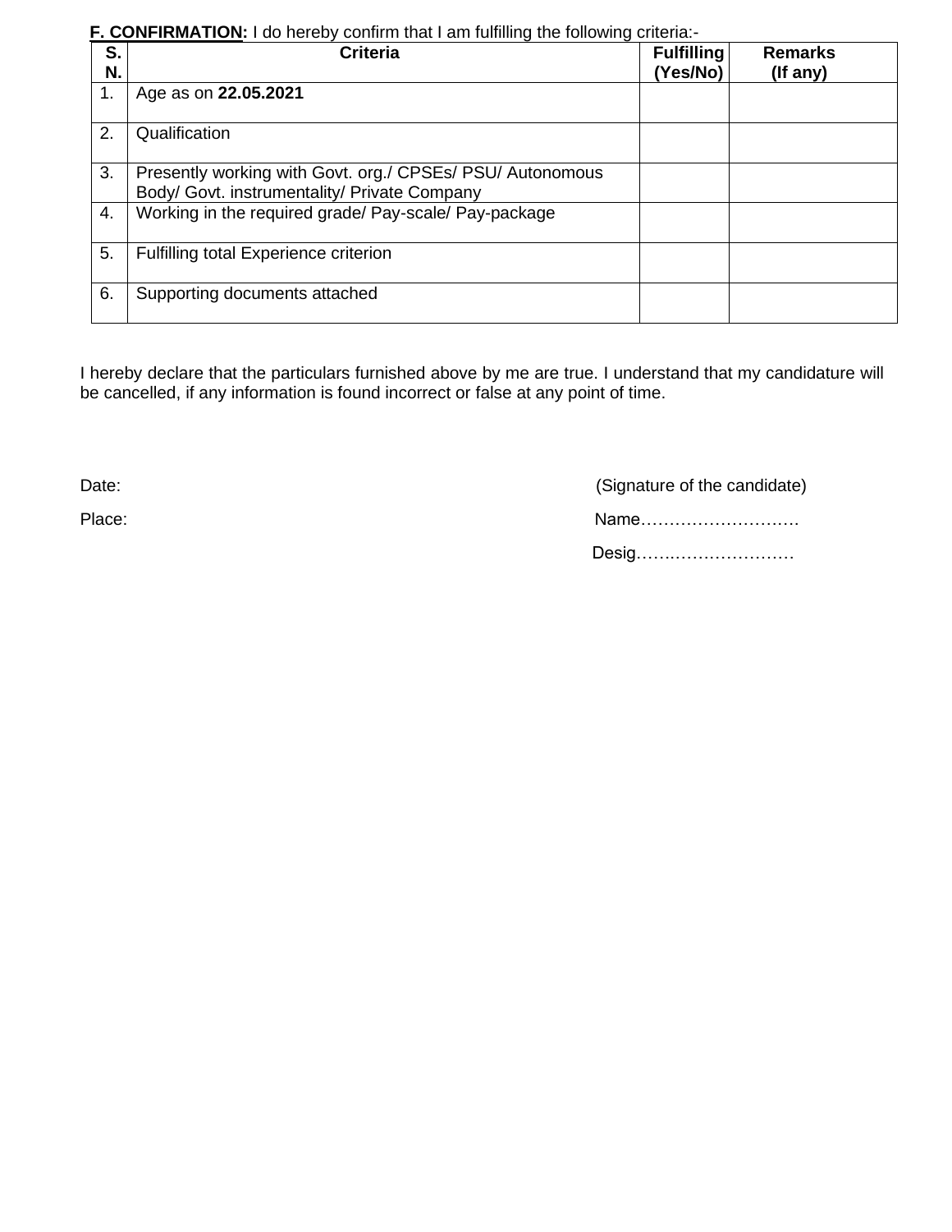**F. CONFIRMATION:** I do hereby confirm that I am fulfilling the following criteria:-

| S. N. | Criteria | Fulfilling (Yes/No) | Remarks (If any) |
|---|---|---|---|
| 1. | Age as on **22.05.2021** | | |
| 2. | Qualification | | |
| 3. | Presently working with Govt. org./ CPSEs/ PSU/ Autonomous Body/ Govt. instrumentality/ Private Company | | |
| 4. | Working in the required grade/ Pay-scale/ Pay-package | | |
| 5. | Fulfilling total Experience criterion | | |
| 6. | Supporting documents attached | | |

I hereby declare that the particulars furnished above by me are true. I understand that my candidature will be cancelled, if any information is found incorrect or false at any point of time.

Date: (Signature of the candidate)

Place: Name……………………….

Desig…….…………………